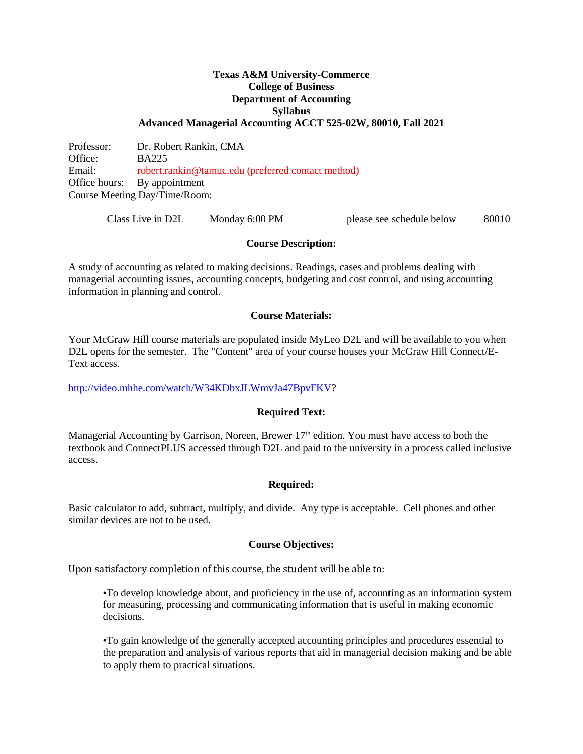**Texas A&M University-Commerce**
**College of Business**
**Department of Accounting**
**Syllabus**
**Advanced Managerial Accounting ACCT 525-02W, 80010, Fall 2021**

Professor: Dr. Robert Rankin, CMA
Office: BA225
Email: robert.rankin@tamuc.edu (preferred contact method)
Office hours: By appointment
Course Meeting Day/Time/Room:

| Class Live in D2L | Monday 6:00 PM | please see schedule below | 80010 |
|---|---|---|---|

## Course Description:

A study of accounting as related to making decisions. Readings, cases and problems dealing with managerial accounting issues, accounting concepts, budgeting and cost control, and using accounting information in planning and control.

## Course Materials:

Your McGraw Hill course materials are populated inside MyLeo D2L and will be available to you when D2L opens for the semester. The "Content" area of your course houses your McGraw Hill Connect/E-Text access.

http://video.mhhe.com/watch/W34KDbxJLWmvJa47BpvFKV?

## Required Text:

Managerial Accounting by Garrison, Noreen, Brewer 17th edition. You must have access to both the textbook and ConnectPLUS accessed through D2L and paid to the university in a process called inclusive access.

## Required:

Basic calculator to add, subtract, multiply, and divide. Any type is acceptable. Cell phones and other similar devices are not to be used.

## Course Objectives:

Upon satisfactory completion of this course, the student will be able to:

- To develop knowledge about, and proficiency in the use of, accounting as an information system for measuring, processing and communicating information that is useful in making economic decisions.

- To gain knowledge of the generally accepted accounting principles and procedures essential to the preparation and analysis of various reports that aid in managerial decision making and be able to apply them to practical situations.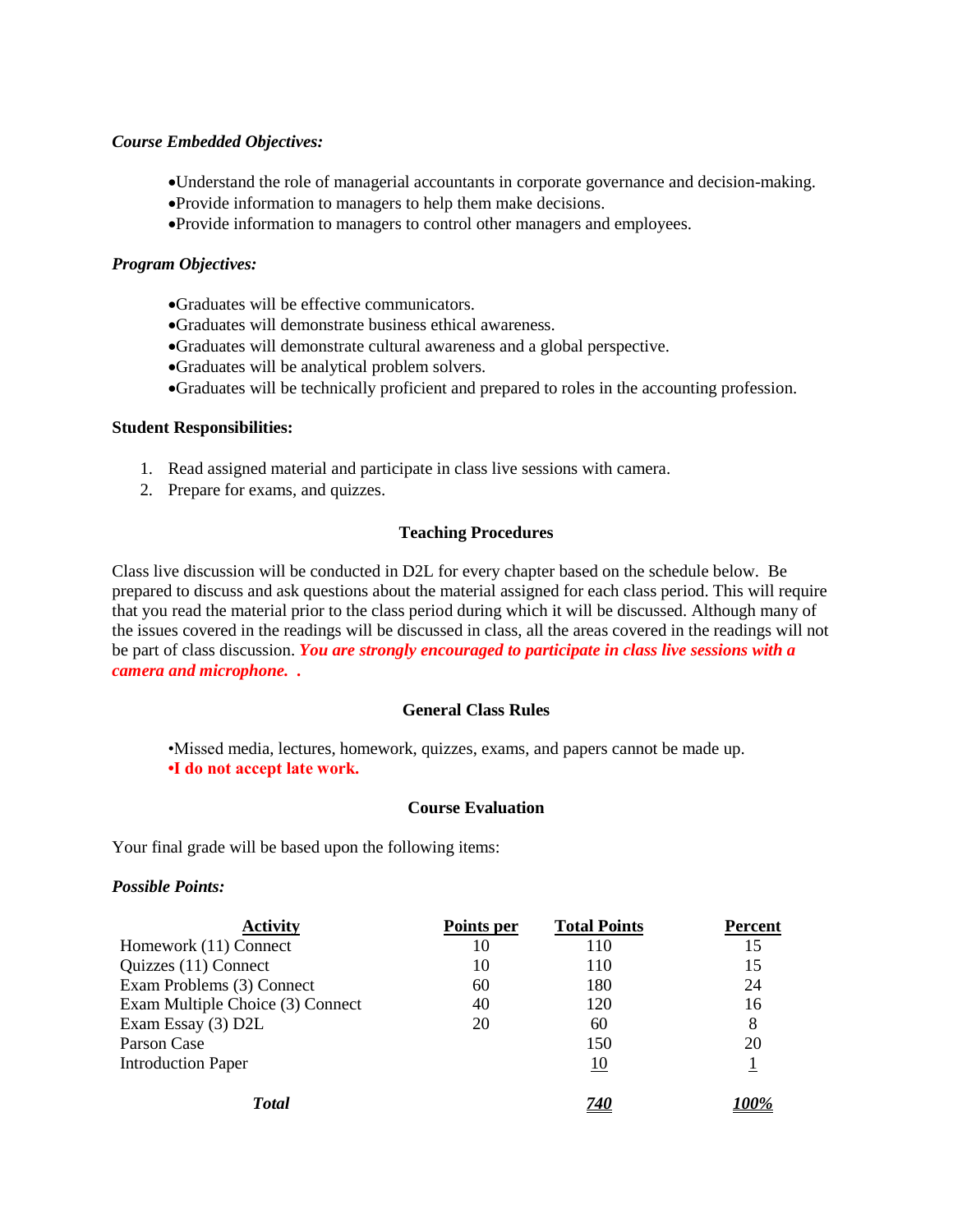***Course Embedded Objectives:***

- Understand the role of managerial accountants in corporate governance and decision-making.
- Provide information to managers to help them make decisions.
- Provide information to managers to control other managers and employees.

***Program Objectives:***

- Graduates will be effective communicators.
- Graduates will demonstrate business ethical awareness.
- Graduates will demonstrate cultural awareness and a global perspective.
- Graduates will be analytical problem solvers.
- Graduates will be technically proficient and prepared to roles in the accounting profession.

**Student Responsibilities:**

1. Read assigned material and participate in class live sessions with camera.
2. Prepare for exams, and quizzes.

**Teaching Procedures**

Class live discussion will be conducted in D2L for every chapter based on the schedule below. Be prepared to discuss and ask questions about the material assigned for each class period. This will require that you read the material prior to the class period during which it will be discussed. Although many of the issues covered in the readings will be discussed in class, all the areas covered in the readings will not be part of class discussion. ***You are strongly encouraged to participate in class live sessions with a camera and microphone. .***

**General Class Rules**

- Missed media, lectures, homework, quizzes, exams, and papers cannot be made up.
- **I do not accept late work.**

**Course Evaluation**

Your final grade will be based upon the following items:

***Possible Points:***

| Activity | Points per | Total Points | Percent |
|---|---|---|---|
| Homework (11) Connect | 10 | 110 | 15 |
| Quizzes (11) Connect | 10 | 110 | 15 |
| Exam Problems (3) Connect | 60 | 180 | 24 |
| Exam Multiple Choice (3) Connect | 40 | 120 | 16 |
| Exam Essay (3) D2L | 20 | 60 | 8 |
| Parson Case | | 150 | 20 |
| Introduction Paper | | 10 | 1 |
| ***Total*** | | ***740*** | ***100%*** |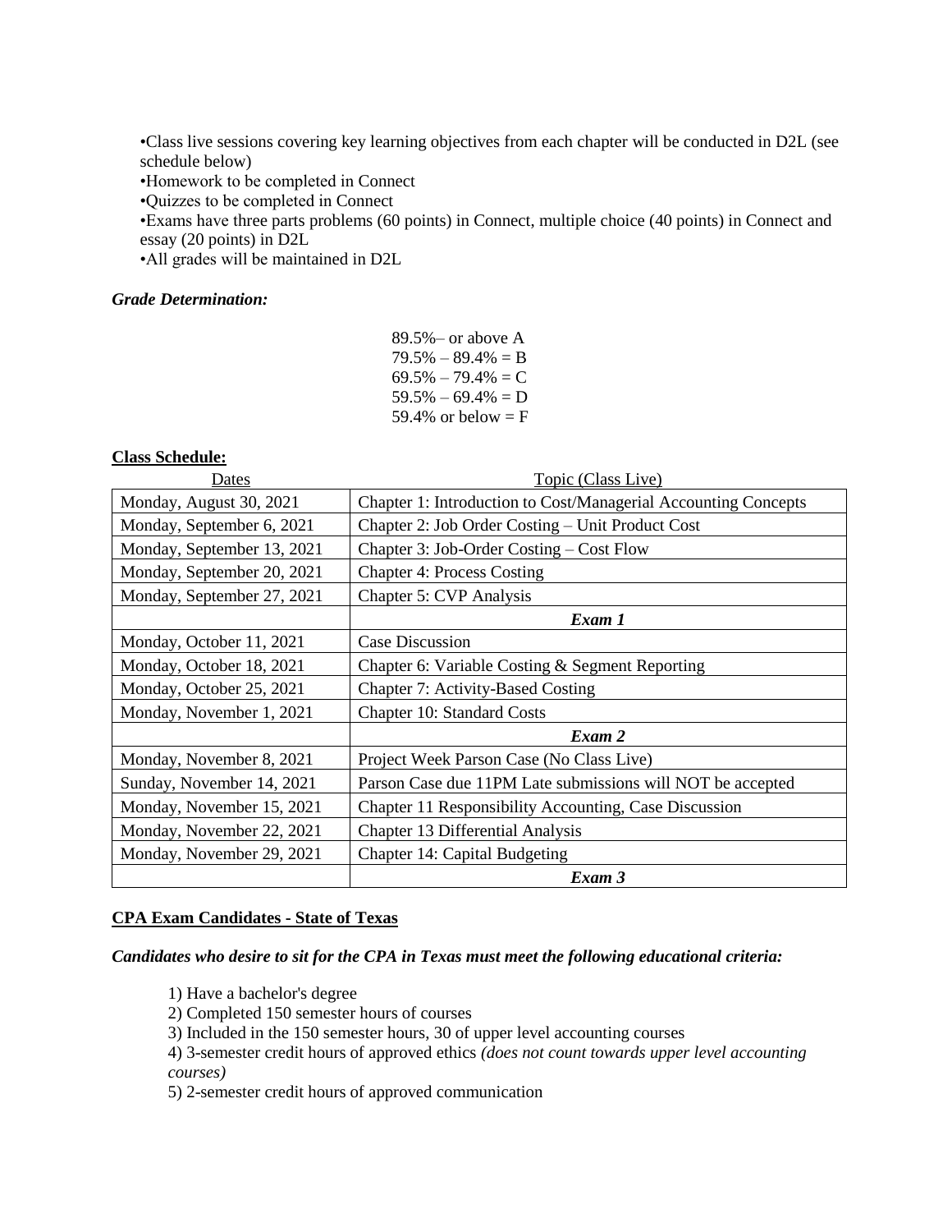•Class live sessions covering key learning objectives from each chapter will be conducted in D2L (see schedule below)
•Homework to be completed in Connect
•Quizzes to be completed in Connect
•Exams have three parts problems (60 points) in Connect, multiple choice (40 points) in Connect and essay (20 points) in D2L
•All grades will be maintained in D2L

***Grade Determination:***

89.5%– or above A
79.5% – 89.4% = B
69.5% – 79.4% = C
59.5% – 69.4% = D
59.4% or below = F

**Class Schedule:**

| Dates | Topic (Class Live) |
|---|---|
| Monday, August 30, 2021 | Chapter 1: Introduction to Cost/Managerial Accounting Concepts |
| Monday, September 6, 2021 | Chapter 2: Job Order Costing – Unit Product Cost |
| Monday, September 13, 2021 | Chapter 3: Job-Order Costing – Cost Flow |
| Monday, September 20, 2021 | Chapter 4: Process Costing |
| Monday, September 27, 2021 | Chapter 5: CVP Analysis |
| | ***Exam 1*** |
| Monday, October 11, 2021 | Case Discussion |
| Monday, October 18, 2021 | Chapter 6: Variable Costing & Segment Reporting |
| Monday, October 25, 2021 | Chapter 7: Activity-Based Costing |
| Monday, November 1, 2021 | Chapter 10: Standard Costs |
| | ***Exam 2*** |
| Monday, November 8, 2021 | Project Week Parson Case (No Class Live) |
| Sunday, November 14, 2021 | Parson Case due 11PM Late submissions will NOT be accepted |
| Monday, November 15, 2021 | Chapter 11 Responsibility Accounting, Case Discussion |
| Monday, November 22, 2021 | Chapter 13 Differential Analysis |
| Monday, November 29, 2021 | Chapter 14: Capital Budgeting |
| | ***Exam 3*** |

**CPA Exam Candidates - State of Texas**

***Candidates who desire to sit for the CPA in Texas must meet the following educational criteria:***

1) Have a bachelor's degree
2) Completed 150 semester hours of courses
3) Included in the 150 semester hours, 30 of upper level accounting courses
4) 3-semester credit hours of approved ethics *(does not count towards upper level accounting courses)*
5) 2-semester credit hours of approved communication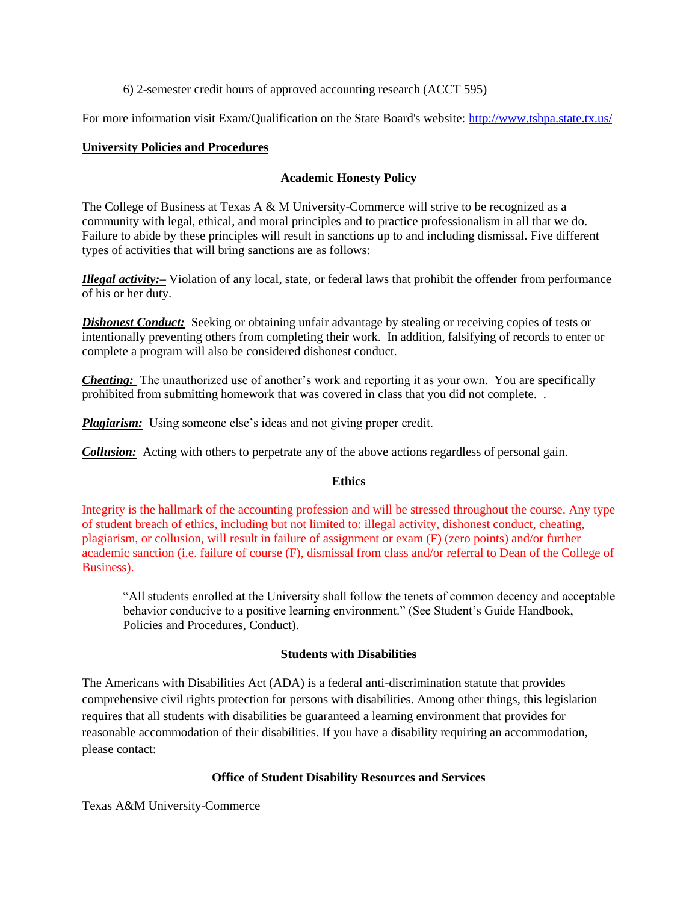6) 2-semester credit hours of approved accounting research (ACCT 595)

For more information visit Exam/Qualification on the State Board's website: http://www.tsbpa.state.tx.us/

**University Policies and Procedures**

### Academic Honesty Policy

The College of Business at Texas A & M University-Commerce will strive to be recognized as a community with legal, ethical, and moral principles and to practice professionalism in all that we do. Failure to abide by these principles will result in sanctions up to and including dismissal. Five different types of activities that will bring sanctions are as follows:

***Illegal activity:–*** Violation of any local, state, or federal laws that prohibit the offender from performance of his or her duty.

***Dishonest Conduct:*** Seeking or obtaining unfair advantage by stealing or receiving copies of tests or intentionally preventing others from completing their work. In addition, falsifying of records to enter or complete a program will also be considered dishonest conduct.

***Cheating:*** The unauthorized use of another's work and reporting it as your own. You are specifically prohibited from submitting homework that was covered in class that you did not complete. .

***Plagiarism:*** Using someone else's ideas and not giving proper credit.

***Collusion:*** Acting with others to perpetrate any of the above actions regardless of personal gain.

### Ethics

Integrity is the hallmark of the accounting profession and will be stressed throughout the course. Any type of student breach of ethics, including but not limited to: illegal activity, dishonest conduct, cheating, plagiarism, or collusion, will result in failure of assignment or exam (F) (zero points) and/or further academic sanction (i.e. failure of course (F), dismissal from class and/or referral to Dean of the College of Business).

> "All students enrolled at the University shall follow the tenets of common decency and acceptable behavior conducive to a positive learning environment." (See Student's Guide Handbook, Policies and Procedures, Conduct).

### Students with Disabilities

The Americans with Disabilities Act (ADA) is a federal anti-discrimination statute that provides comprehensive civil rights protection for persons with disabilities. Among other things, this legislation requires that all students with disabilities be guaranteed a learning environment that provides for reasonable accommodation of their disabilities. If you have a disability requiring an accommodation, please contact:

**Office of Student Disability Resources and Services**

Texas A&M University-Commerce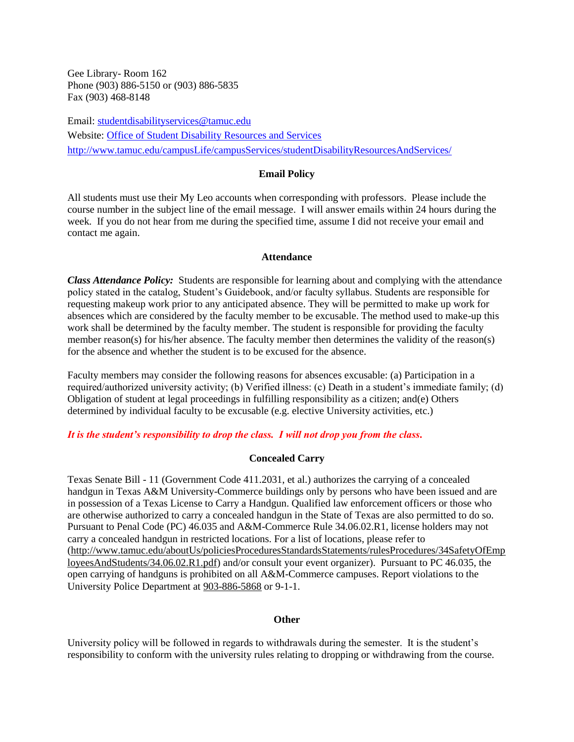Gee Library- Room 162
Phone (903) 886-5150 or (903) 886-5835
Fax (903) 468-8148

Email: [studentdisabilityservices@tamuc.edu](mailto:studentdisabilityservices@tamuc.edu)
Website: [Office of Student Disability Resources and Services](http://www.tamuc.edu/campusLife/campusServices/studentDisabilityResourcesAndServices/)
http://www.tamuc.edu/campusLife/campusServices/studentDisabilityResourcesAndServices/

**Email Policy**

All students must use their My Leo accounts when corresponding with professors. Please include the course number in the subject line of the email message. I will answer emails within 24 hours during the week. If you do not hear from me during the specified time, assume I did not receive your email and contact me again.

**Attendance**

***Class Attendance Policy:*** Students are responsible for learning about and complying with the attendance policy stated in the catalog, Student's Guidebook, and/or faculty syllabus. Students are responsible for requesting makeup work prior to any anticipated absence. They will be permitted to make up work for absences which are considered by the faculty member to be excusable. The method used to make-up this work shall be determined by the faculty member. The student is responsible for providing the faculty member reason(s) for his/her absence. The faculty member then determines the validity of the reason(s) for the absence and whether the student is to be excused for the absence.

Faculty members may consider the following reasons for absences excusable: (a) Participation in a required/authorized university activity; (b) Verified illness: (c) Death in a student's immediate family; (d) Obligation of student at legal proceedings in fulfilling responsibility as a citizen; and(e) Others determined by individual faculty to be excusable (e.g. elective University activities, etc.)

***It is the student's responsibility to drop the class. I will not drop you from the class.***

**Concealed Carry**

Texas Senate Bill - 11 (Government Code 411.2031, et al.) authorizes the carrying of a concealed handgun in Texas A&M University-Commerce buildings only by persons who have been issued and are in possession of a Texas License to Carry a Handgun. Qualified law enforcement officers or those who are otherwise authorized to carry a concealed handgun in the State of Texas are also permitted to do so. Pursuant to Penal Code (PC) 46.035 and A&M-Commerce Rule 34.06.02.R1, license holders may not carry a concealed handgun in restricted locations. For a list of locations, please refer to (http://www.tamuc.edu/aboutUs/policiesProceduresStandardsStatements/rulesProcedures/34SafetyOfEmployeesAndStudents/34.06.02.R1.pdf) and/or consult your event organizer). Pursuant to PC 46.035, the open carrying of handguns is prohibited on all A&M-Commerce campuses. Report violations to the University Police Department at 903-886-5868 or 9-1-1.

**Other**

University policy will be followed in regards to withdrawals during the semester. It is the student's responsibility to conform with the university rules relating to dropping or withdrawing from the course.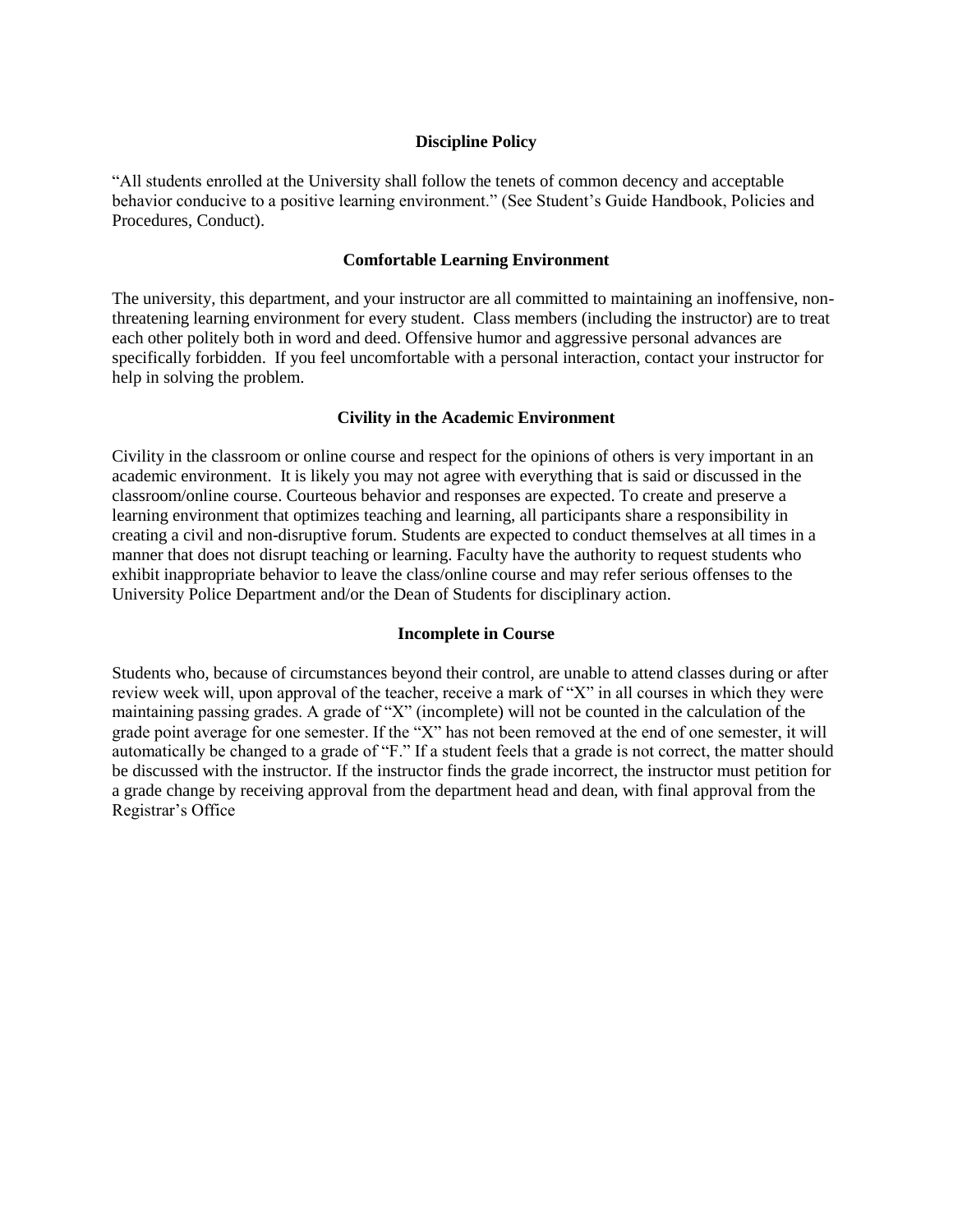## Discipline Policy

"All students enrolled at the University shall follow the tenets of common decency and acceptable behavior conducive to a positive learning environment." (See Student's Guide Handbook, Policies and Procedures, Conduct).

## Comfortable Learning Environment

The university, this department, and your instructor are all committed to maintaining an inoffensive, non-threatening learning environment for every student. Class members (including the instructor) are to treat each other politely both in word and deed. Offensive humor and aggressive personal advances are specifically forbidden. If you feel uncomfortable with a personal interaction, contact your instructor for help in solving the problem.

## Civility in the Academic Environment

Civility in the classroom or online course and respect for the opinions of others is very important in an academic environment. It is likely you may not agree with everything that is said or discussed in the classroom/online course. Courteous behavior and responses are expected. To create and preserve a learning environment that optimizes teaching and learning, all participants share a responsibility in creating a civil and non-disruptive forum. Students are expected to conduct themselves at all times in a manner that does not disrupt teaching or learning. Faculty have the authority to request students who exhibit inappropriate behavior to leave the class/online course and may refer serious offenses to the University Police Department and/or the Dean of Students for disciplinary action.

## Incomplete in Course

Students who, because of circumstances beyond their control, are unable to attend classes during or after review week will, upon approval of the teacher, receive a mark of "X" in all courses in which they were maintaining passing grades. A grade of "X" (incomplete) will not be counted in the calculation of the grade point average for one semester. If the "X" has not been removed at the end of one semester, it will automatically be changed to a grade of "F." If a student feels that a grade is not correct, the matter should be discussed with the instructor. If the instructor finds the grade incorrect, the instructor must petition for a grade change by receiving approval from the department head and dean, with final approval from the Registrar's Office